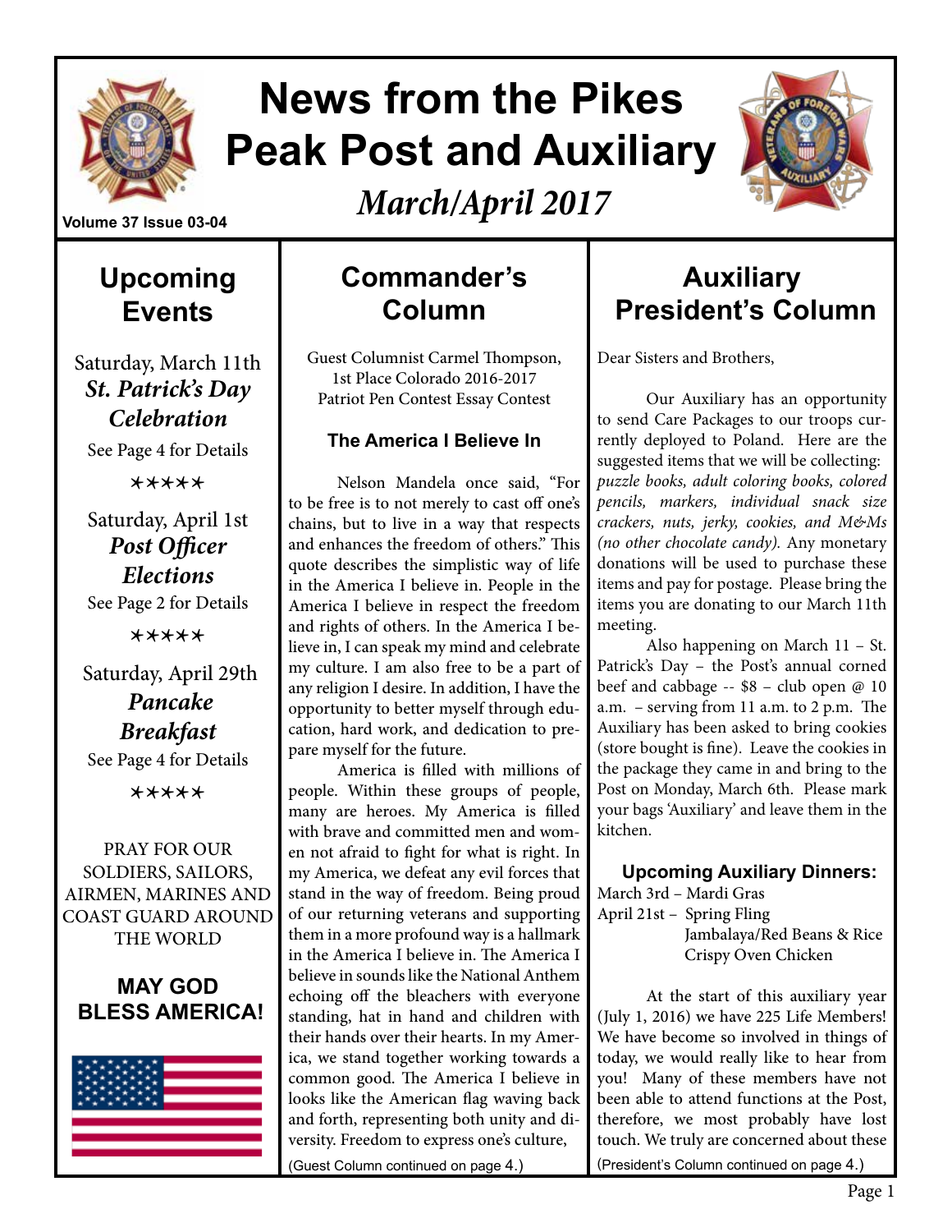# News from the Pikes Peak Post and Auxiliary

*March/April 2017*

Volume 37 Issue 03-04

## Upcoming Events

Saturday, March 11th
***St. Patrick's Day Celebration***
See Page 4 for Details

✶✶✶✶✶

Saturday, April 1st
***Post Officer Elections***
See Page 2 for Details

✶✶✶✶✶

Saturday, April 29th
***Pancake Breakfast***
See Page 4 for Details

✶✶✶✶✶

PRAY FOR OUR SOLDIERS, SAILORS, AIRMEN, MARINES AND COAST GUARD AROUND THE WORLD

**MAY GOD BLESS AMERICA!**

## Commander's Column

Guest Columnist Carmel Thompson, 1st Place Colorado 2016-2017 Patriot Pen Contest Essay Contest

### The America I Believe In

Nelson Mandela once said, "For to be free is to not merely to cast off one's chains, but to live in a way that respects and enhances the freedom of others." This quote describes the simplistic way of life in the America I believe in. People in the America I believe in respect the freedom and rights of others. In the America I believe in, I can speak my mind and celebrate my culture. I am also free to be a part of any religion I desire. In addition, I have the opportunity to better myself through education, hard work, and dedication to prepare myself for the future.

America is filled with millions of people. Within these groups of people, many are heroes. My America is filled with brave and committed men and women not afraid to fight for what is right. In my America, we defeat any evil forces that stand in the way of freedom. Being proud of our returning veterans and supporting them in a more profound way is a hallmark in the America I believe in. The America I believe in sounds like the National Anthem echoing off the bleachers with everyone standing, hat in hand and children with their hands over their hearts. In my America, we stand together working towards a common good. The America I believe in looks like the American flag waving back and forth, representing both unity and diversity. Freedom to express one's culture,

(Guest Column continued on page 4.)

## Auxiliary President's Column

Dear Sisters and Brothers,

Our Auxiliary has an opportunity to send Care Packages to our troops currently deployed to Poland. Here are the suggested items that we will be collecting: *puzzle books, adult coloring books, colored pencils, markers, individual snack size crackers, nuts, jerky, cookies, and M&Ms (no other chocolate candy).* Any monetary donations will be used to purchase these items and pay for postage. Please bring the items you are donating to our March 11th meeting.

Also happening on March 11 – St. Patrick's Day – the Post's annual corned beef and cabbage -- $8 – club open @ 10 a.m. – serving from 11 a.m. to 2 p.m. The Auxiliary has been asked to bring cookies (store bought is fine). Leave the cookies in the package they came in and bring to the Post on Monday, March 6th. Please mark your bags 'Auxiliary' and leave them in the kitchen.

**Upcoming Auxiliary Dinners:**

March 3rd – Mardi Gras
April 21st – Spring Fling
Jambalaya/Red Beans & Rice
Crispy Oven Chicken

At the start of this auxiliary year (July 1, 2016) we have 225 Life Members! We have become so involved in things of today, we would really like to hear from you! Many of these members have not been able to attend functions at the Post, therefore, we most probably have lost touch. We truly are concerned about these

(President's Column continued on page 4.)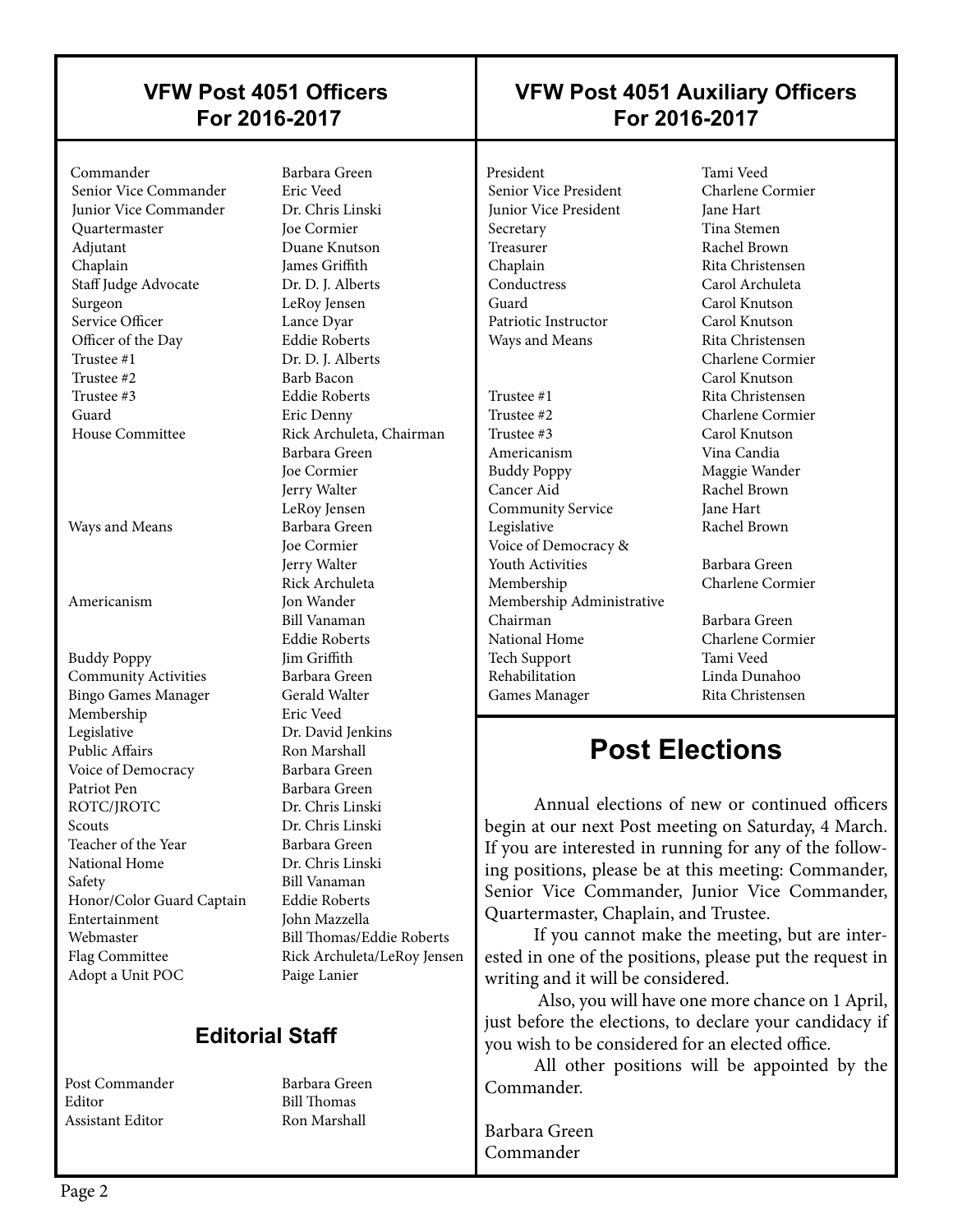## VFW Post 4051 Officers For 2016-2017

| Position | Name |
|---|---|
| Commander | Barbara Green |
| Senior Vice Commander | Eric Veed |
| Junior Vice Commander | Dr. Chris Linski |
| Quartermaster | Joe Cormier |
| Adjutant | Duane Knutson |
| Chaplain | James Griffith |
| Staff Judge Advocate | Dr. D. J. Alberts |
| Surgeon | LeRoy Jensen |
| Service Officer | Lance Dyar |
| Officer of the Day | Eddie Roberts |
| Trustee #1 | Dr. D. J. Alberts |
| Trustee #2 | Barb Bacon |
| Trustee #3 | Eddie Roberts |
| Guard | Eric Denny |
| House Committee | Rick Archuleta, Chairman |
| | Barbara Green |
| | Joe Cormier |
| | Jerry Walter |
| | LeRoy Jensen |
| Ways and Means | Barbara Green |
| | Joe Cormier |
| | Jerry Walter |
| | Rick Archuleta |
| Americanism | Jon Wander |
| | Bill Vanaman |
| | Eddie Roberts |
| Buddy Poppy | Jim Griffith |
| Community Activities | Barbara Green |
| Bingo Games Manager | Gerald Walter |
| Membership | Eric Veed |
| Legislative | Dr. David Jenkins |
| Public Affairs | Ron Marshall |
| Voice of Democracy | Barbara Green |
| Patriot Pen | Barbara Green |
| ROTC/JROTC | Dr. Chris Linski |
| Scouts | Dr. Chris Linski |
| Teacher of the Year | Barbara Green |
| National Home | Dr. Chris Linski |
| Safety | Bill Vanaman |
| Honor/Color Guard Captain | Eddie Roberts |
| Entertainment | John Mazzella |
| Webmaster | Bill Thomas/Eddie Roberts |
| Flag Committee | Rick Archuleta/LeRoy Jensen |
| Adopt a Unit POC | Paige Lanier |

### Editorial Staff

| Position | Name |
|---|---|
| Post Commander | Barbara Green |
| Editor | Bill Thomas |
| Assistant Editor | Ron Marshall |

## VFW Post 4051 Auxiliary Officers For 2016-2017

| Position | Name |
|---|---|
| President | Tami Veed |
| Senior Vice President | Charlene Cormier |
| Junior Vice President | Jane Hart |
| Secretary | Tina Stemen |
| Treasurer | Rachel Brown |
| Chaplain | Rita Christensen |
| Conductress | Carol Archuleta |
| Guard | Carol Knutson |
| Patriotic Instructor | Carol Knutson |
| Ways and Means | Rita Christensen |
| | Charlene Cormier |
| | Carol Knutson |
| Trustee #1 | Rita Christensen |
| Trustee #2 | Charlene Cormier |
| Trustee #3 | Carol Knutson |
| Americanism | Vina Candia |
| Buddy Poppy | Maggie Wander |
| Cancer Aid | Rachel Brown |
| Community Service | Jane Hart |
| Legislative | Rachel Brown |
| Voice of Democracy & Youth Activities | Barbara Green |
| Membership | Charlene Cormier |
| Membership Administrative Chairman | Barbara Green |
| National Home | Charlene Cormier |
| Tech Support | Tami Veed |
| Rehabilitation | Linda Dunahoo |
| Games Manager | Rita Christensen |

# Post Elections

Annual elections of new or continued officers begin at our next Post meeting on Saturday, 4 March. If you are interested in running for any of the following positions, please be at this meeting: Commander, Senior Vice Commander, Junior Vice Commander, Quartermaster, Chaplain, and Trustee.

If you cannot make the meeting, but are interested in one of the positions, please put the request in writing and it will be considered.

Also, you will have one more chance on 1 April, just before the elections, to declare your candidacy if you wish to be considered for an elected office.

All other positions will be appointed by the Commander.

Barbara Green
Commander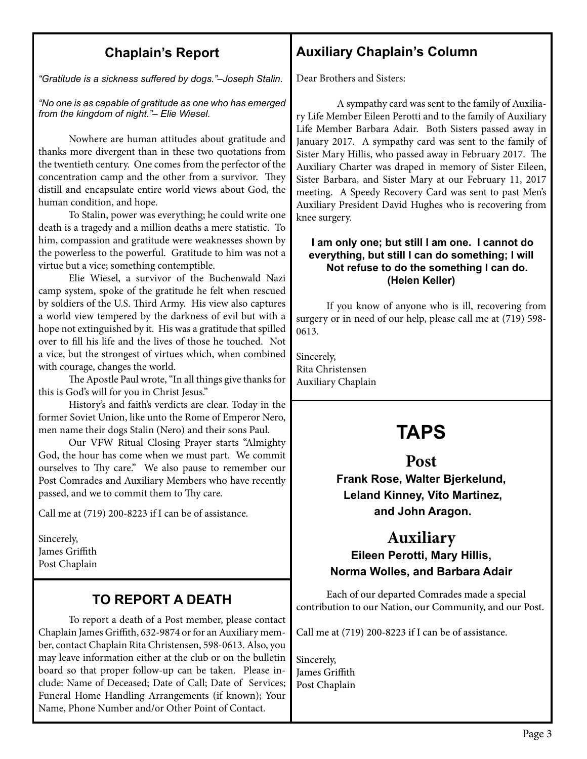## Chaplain's Report

*"Gratitude is a sickness suffered by dogs."–Joseph Stalin.*

*"No one is as capable of gratitude as one who has emerged from the kingdom of night."– Elie Wiesel.*

Nowhere are human attitudes about gratitude and thanks more divergent than in these two quotations from the twentieth century. One comes from the perfector of the concentration camp and the other from a survivor. They distill and encapsulate entire world views about God, the human condition, and hope.

To Stalin, power was everything; he could write one death is a tragedy and a million deaths a mere statistic. To him, compassion and gratitude were weaknesses shown by the powerless to the powerful. Gratitude to him was not a virtue but a vice; something contemptible.

Elie Wiesel, a survivor of the Buchenwald Nazi camp system, spoke of the gratitude he felt when rescued by soldiers of the U.S. Third Army. His view also captures a world view tempered by the darkness of evil but with a hope not extinguished by it. His was a gratitude that spilled over to fill his life and the lives of those he touched. Not a vice, but the strongest of virtues which, when combined with courage, changes the world.

The Apostle Paul wrote, "In all things give thanks for this is God's will for you in Christ Jesus."

History's and faith's verdicts are clear. Today in the former Soviet Union, like unto the Rome of Emperor Nero, men name their dogs Stalin (Nero) and their sons Paul.

Our VFW Ritual Closing Prayer starts "Almighty God, the hour has come when we must part. We commit ourselves to Thy care." We also pause to remember our Post Comrades and Auxiliary Members who have recently passed, and we to commit them to Thy care.

Call me at (719) 200-8223 if I can be of assistance.

Sincerely,
James Griffith
Post Chaplain

## TO REPORT A DEATH

To report a death of a Post member, please contact Chaplain James Griffith, 632-9874 or for an Auxiliary member, contact Chaplain Rita Christensen, 598-0613. Also, you may leave information either at the club or on the bulletin board so that proper follow-up can be taken. Please include: Name of Deceased; Date of Call; Date of Services; Funeral Home Handling Arrangements (if known); Your Name, Phone Number and/or Other Point of Contact.

## Auxiliary Chaplain's Column

Dear Brothers and Sisters:

A sympathy card was sent to the family of Auxiliary Life Member Eileen Perotti and to the family of Auxiliary Life Member Barbara Adair. Both Sisters passed away in January 2017. A sympathy card was sent to the family of Sister Mary Hillis, who passed away in February 2017. The Auxiliary Charter was draped in memory of Sister Eileen, Sister Barbara, and Sister Mary at our February 11, 2017 meeting. A Speedy Recovery Card was sent to past Men's Auxiliary President David Hughes who is recovering from knee surgery.

**I am only one; but still I am one. I cannot do everything, but still I can do something; I will Not refuse to do the something I can do.**
**(Helen Keller)**

If you know of anyone who is ill, recovering from surgery or in need of our help, please call me at (719) 598-0613.

Sincerely,
Rita Christensen
Auxiliary Chaplain

# TAPS

## Post

**Frank Rose, Walter Bjerkelund, Leland Kinney, Vito Martinez, and John Aragon.**

## Auxiliary

**Eileen Perotti, Mary Hillis, Norma Wolles, and Barbara Adair**

Each of our departed Comrades made a special contribution to our Nation, our Community, and our Post.

Call me at (719) 200-8223 if I can be of assistance.

Sincerely,
James Griffith
Post Chaplain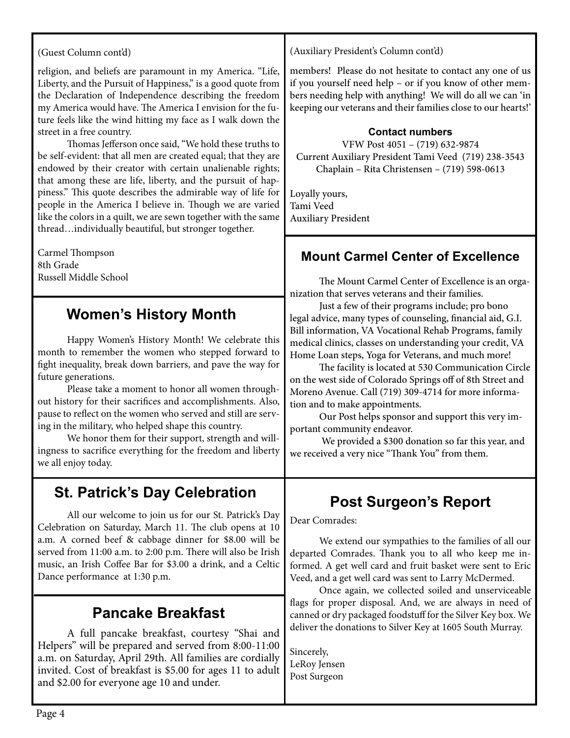(Guest Column cont'd)

religion, and beliefs are paramount in my America. "Life, Liberty, and the Pursuit of Happiness," is a good quote from the Declaration of Independence describing the freedom my America would have. The America I envision for the future feels like the wind hitting my face as I walk down the street in a free country.

Thomas Jefferson once said, "We hold these truths to be self-evident: that all men are created equal; that they are endowed by their creator with certain unalienable rights; that among these are life, liberty, and the pursuit of happiness." This quote describes the admirable way of life for people in the America I believe in. Though we are varied like the colors in a quilt, we are sewn together with the same thread…individually beautiful, but stronger together.

Carmel Thompson
8th Grade
Russell Middle School

## Women's History Month

Happy Women's History Month! We celebrate this month to remember the women who stepped forward to fight inequality, break down barriers, and pave the way for future generations.

Please take a moment to honor all women throughout history for their sacrifices and accomplishments. Also, pause to reflect on the women who served and still are serving in the military, who helped shape this country.

We honor them for their support, strength and willingness to sacrifice everything for the freedom and liberty we all enjoy today.

## St. Patrick's Day Celebration

All our welcome to join us for our St. Patrick's Day Celebration on Saturday, March 11. The club opens at 10 a.m. A corned beef & cabbage dinner for $8.00 will be served from 11:00 a.m. to 2:00 p.m. There will also be Irish music, an Irish Coffee Bar for $3.00 a drink, and a Celtic Dance performance at 1:30 p.m.

## Pancake Breakfast

A full pancake breakfast, courtesy "Shai and Helpers" will be prepared and served from 8:00-11:00 a.m. on Saturday, April 29th. All families are cordially invited. Cost of breakfast is $5.00 for ages 11 to adult and $2.00 for everyone age 10 and under.

(Auxiliary President's Column cont'd)

members! Please do not hesitate to contact any one of us if you yourself need help – or if you know of other members needing help with anything! We will do all we can 'in keeping our veterans and their families close to our hearts!'

**Contact numbers**

VFW Post 4051 – (719) 632-9874
Current Auxiliary President Tami Veed (719) 238-3543
Chaplain – Rita Christensen – (719) 598-0613

Loyally yours,
Tami Veed
Auxiliary President

## Mount Carmel Center of Excellence

The Mount Carmel Center of Excellence is an organization that serves veterans and their families.

Just a few of their programs include; pro bono legal advice, many types of counseling, financial aid, G.I. Bill information, VA Vocational Rehab Programs, family medical clinics, classes on understanding your credit, VA Home Loan steps, Yoga for Veterans, and much more!

The facility is located at 530 Communication Circle on the west side of Colorado Springs off of 8th Street and Moreno Avenue. Call (719) 309-4714 for more information and to make appointments.

Our Post helps sponsor and support this very important community endeavor.

We provided a $300 donation so far this year, and we received a very nice "Thank You" from them.

## Post Surgeon's Report

Dear Comrades:

We extend our sympathies to the families of all our departed Comrades. Thank you to all who keep me informed. A get well card and fruit basket were sent to Eric Veed, and a get well card was sent to Larry McDermed.

Once again, we collected soiled and unserviceable flags for proper disposal. And, we are always in need of canned or dry packaged foodstuff for the Silver Key box. We deliver the donations to Silver Key at 1605 South Murray.

Sincerely,
LeRoy Jensen
Post Surgeon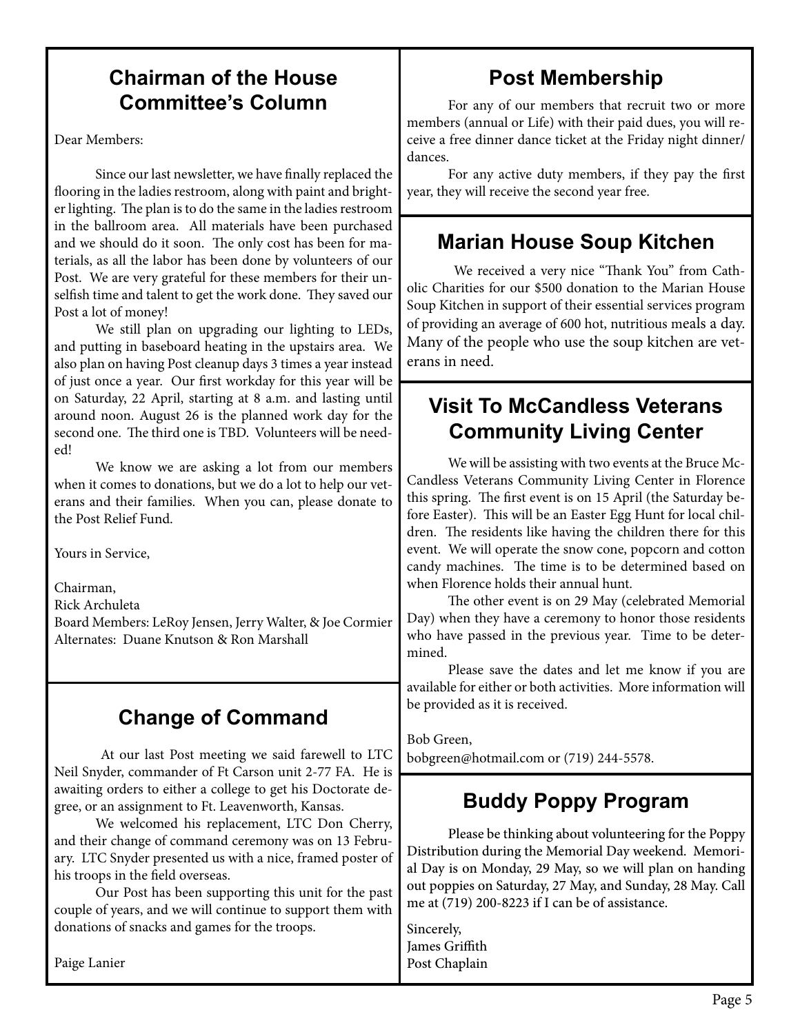## Chairman of the House Committee's Column

Dear Members:

Since our last newsletter, we have finally replaced the flooring in the ladies restroom, along with paint and brighter lighting. The plan is to do the same in the ladies restroom in the ballroom area. All materials have been purchased and we should do it soon. The only cost has been for materials, as all the labor has been done by volunteers of our Post. We are very grateful for these members for their unselfish time and talent to get the work done. They saved our Post a lot of money!

We still plan on upgrading our lighting to LEDs, and putting in baseboard heating in the upstairs area. We also plan on having Post cleanup days 3 times a year instead of just once a year. Our first workday for this year will be on Saturday, 22 April, starting at 8 a.m. and lasting until around noon. August 26 is the planned work day for the second one. The third one is TBD. Volunteers will be needed!

We know we are asking a lot from our members when it comes to donations, but we do a lot to help our veterans and their families. When you can, please donate to the Post Relief Fund.

Yours in Service,

Chairman,
Rick Archuleta
Board Members: LeRoy Jensen, Jerry Walter, & Joe Cormier
Alternates: Duane Knutson & Ron Marshall

## Change of Command

At our last Post meeting we said farewell to LTC Neil Snyder, commander of Ft Carson unit 2-77 FA. He is awaiting orders to either a college to get his Doctorate degree, or an assignment to Ft. Leavenworth, Kansas.

We welcomed his replacement, LTC Don Cherry, and their change of command ceremony was on 13 February. LTC Snyder presented us with a nice, framed poster of his troops in the field overseas.

Our Post has been supporting this unit for the past couple of years, and we will continue to support them with donations of snacks and games for the troops.

Paige Lanier

## Post Membership

For any of our members that recruit two or more members (annual or Life) with their paid dues, you will receive a free dinner dance ticket at the Friday night dinner/dances.

For any active duty members, if they pay the first year, they will receive the second year free.

## Marian House Soup Kitchen

We received a very nice "Thank You" from Catholic Charities for our $500 donation to the Marian House Soup Kitchen in support of their essential services program of providing an average of 600 hot, nutritious meals a day. Many of the people who use the soup kitchen are veterans in need.

## Visit To McCandless Veterans Community Living Center

We will be assisting with two events at the Bruce McCandless Veterans Community Living Center in Florence this spring. The first event is on 15 April (the Saturday before Easter). This will be an Easter Egg Hunt for local children. The residents like having the children there for this event. We will operate the snow cone, popcorn and cotton candy machines. The time is to be determined based on when Florence holds their annual hunt.

The other event is on 29 May (celebrated Memorial Day) when they have a ceremony to honor those residents who have passed in the previous year. Time to be determined.

Please save the dates and let me know if you are available for either or both activities. More information will be provided as it is received.

Bob Green,
bobgreen@hotmail.com or (719) 244-5578.

## Buddy Poppy Program

Please be thinking about volunteering for the Poppy Distribution during the Memorial Day weekend. Memorial Day is on Monday, 29 May, so we will plan on handing out poppies on Saturday, 27 May, and Sunday, 28 May. Call me at (719) 200-8223 if I can be of assistance.

Sincerely,
James Griffith
Post Chaplain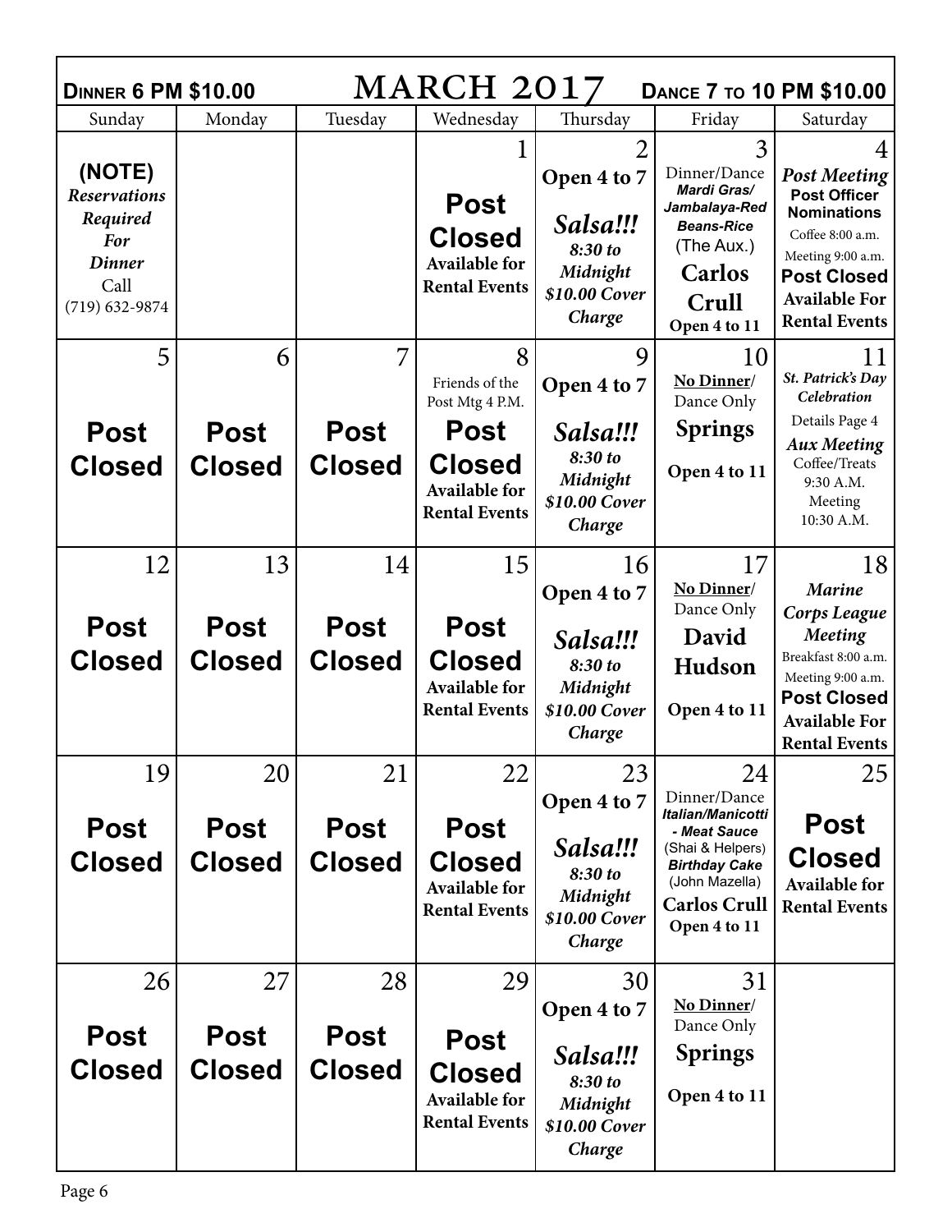**Dinner 6 PM $10.00** — **MARCH 2017** — **Dance 7 to 10 PM $10.00**

| Sunday | Monday | Tuesday | Wednesday | Thursday | Friday | Saturday |
|---|---|---|---|---|---|---|
| **(NOTE)** ***Reservations Required For Dinner*** Call (719) 632-9874 | | | 1 **Post Closed** **Available for Rental Events** | 2 **Open 4 to 7** ***Salsa!!!*** ***8:30 to Midnight*** ***$10.00 Cover Charge*** | 3 Dinner/Dance ***Mardi Gras/ Jambalaya-Red Beans-Rice*** (The Aux.) **Carlos Crull** **Open 4 to 11** | 4 ***Post Meeting*** **Post Officer Nominations** Coffee 8:00 a.m. Meeting 9:00 a.m. **Post Closed** **Available For Rental Events** |
| 5 **Post Closed** | 6 **Post Closed** | 7 **Post Closed** | 8 Friends of the Post Mtg 4 P.M. **Post Closed** **Available for Rental Events** | 9 **Open 4 to 7** ***Salsa!!!*** ***8:30 to Midnight*** ***$10.00 Cover Charge*** | 10 **No Dinner**/ Dance Only **Springs** **Open 4 to 11** | 11 ***St. Patrick's Day Celebration*** Details Page 4 ***Aux Meeting*** Coffee/Treats 9:30 A.M. Meeting 10:30 A.M. |
| 12 **Post Closed** | 13 **Post Closed** | 14 **Post Closed** | 15 **Post Closed** **Available for Rental Events** | 16 **Open 4 to 7** ***Salsa!!!*** ***8:30 to Midnight*** ***$10.00 Cover Charge*** | 17 **No Dinner**/ Dance Only **David Hudson** **Open 4 to 11** | 18 ***Marine Corps League Meeting*** Breakfast 8:00 a.m. Meeting 9:00 a.m. **Post Closed** **Available For Rental Events** |
| 19 **Post Closed** | 20 **Post Closed** | 21 **Post Closed** | 22 **Post Closed** **Available for Rental Events** | 23 **Open 4 to 7** ***Salsa!!!*** ***8:30 to Midnight*** ***$10.00 Cover Charge*** | 24 Dinner/Dance ***Italian/Manicotti - Meat Sauce*** (Shai & Helpers) ***Birthday Cake*** (John Mazella) **Carlos Crull** **Open 4 to 11** | 25 **Post Closed** **Available for Rental Events** |
| 26 **Post Closed** | 27 **Post Closed** | 28 **Post Closed** | 29 **Post Closed** **Available for Rental Events** | 30 **Open 4 to 7** ***Salsa!!!*** ***8:30 to Midnight*** ***$10.00 Cover Charge*** | 31 **No Dinner**/ Dance Only **Springs** **Open 4 to 11** | |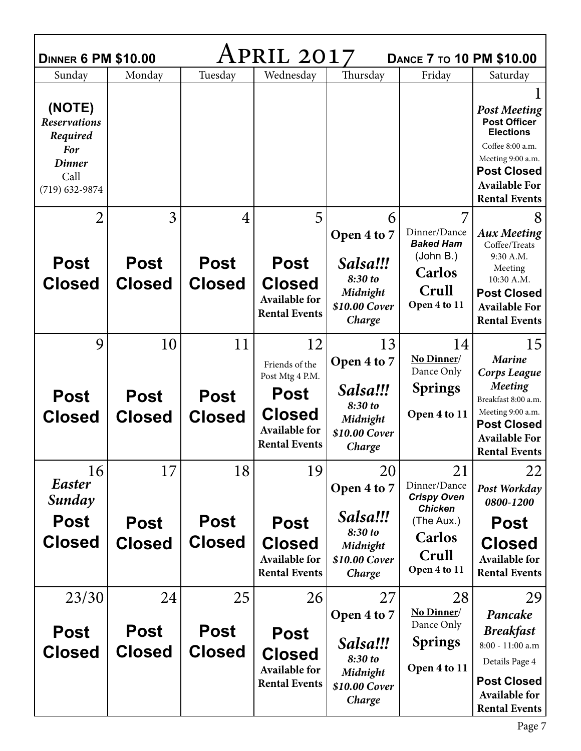**Dinner 6 PM $10.00** | **April 2017** | **Dance 7 to 10 PM $10.00**

| Sunday | Monday | Tuesday | Wednesday | Thursday | Friday | Saturday |
|---|---|---|---|---|---|---|
| **(NOTE)** *Reservations Required For Dinner* Call (719) 632-9874 | | | | | | 1 *Post Meeting* **Post Officer Elections** Coffee 8:00 a.m. Meeting 9:00 a.m. **Post Closed Available For Rental Events** |
| 2 **Post Closed** | 3 **Post Closed** | 4 **Post Closed** | 5 **Post Closed Available for Rental Events** | 6 **Open 4 to 7** *Salsa!!! 8:30 to Midnight $10.00 Cover Charge* | 7 Dinner/Dance ***Baked Ham*** (John B.) **Carlos Crull** **Open 4 to 11** | 8 *Aux Meeting* Coffee/Treats 9:30 A.M. Meeting 10:30 A.M. **Post Closed Available For Rental Events** |
| 9 **Post Closed** | 10 **Post Closed** | 11 **Post Closed** | 12 Friends of the Post Mtg 4 P.M. **Post Closed Available for Rental Events** | 13 **Open 4 to 7** *Salsa!!! 8:30 to Midnight $10.00 Cover Charge* | 14 **No Dinner**/ Dance Only **Springs** **Open 4 to 11** | 15 *Marine Corps League Meeting* Breakfast 8:00 a.m. Meeting 9:00 a.m. **Post Closed Available For Rental Events** |
| 16 *Easter Sunday* **Post Closed** | 17 **Post Closed** | 18 **Post Closed** | 19 **Post Closed Available for Rental Events** | 20 **Open 4 to 7** *Salsa!!! 8:30 to Midnight $10.00 Cover Charge* | 21 Dinner/Dance ***Crispy Oven Chicken*** (The Aux.) **Carlos Crull** **Open 4 to 11** | 22 *Post Workday 0800-1200* **Post Closed Available for Rental Events** |
| 23/30 **Post Closed** | 24 **Post Closed** | 25 **Post Closed** | 26 **Post Closed Available for Rental Events** | 27 **Open 4 to 7** *Salsa!!! 8:30 to Midnight $10.00 Cover Charge* | 28 **No Dinner**/ Dance Only **Springs** **Open 4 to 11** | 29 *Pancake Breakfast* 8:00 - 11:00 a.m Details Page 4 **Post Closed Available for Rental Events** |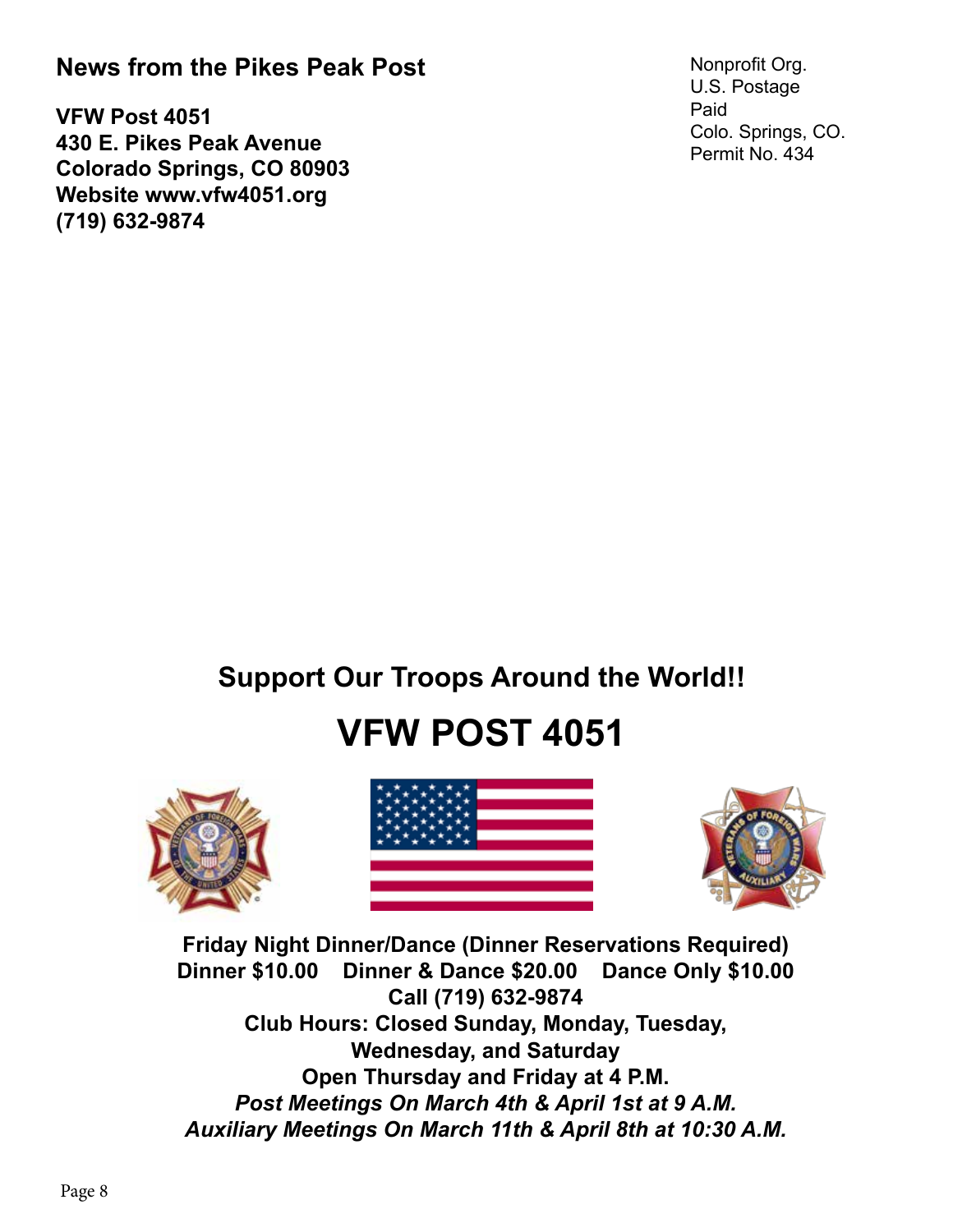**News from the Pikes Peak Post**

**VFW Post 4051**
**430 E. Pikes Peak Avenue**
**Colorado Springs, CO 80903**
**Website www.vfw4051.org**
**(719) 632-9874**

Nonprofit Org.
U.S. Postage
Paid
Colo. Springs, CO.
Permit No. 434

## Support Our Troops Around the World!!

# VFW POST 4051

**Friday Night Dinner/Dance (Dinner Reservations Required)**
**Dinner $10.00 Dinner & Dance $20.00 Dance Only $10.00**
**Call (719) 632-9874**
**Club Hours: Closed Sunday, Monday, Tuesday, Wednesday, and Saturday**
**Open Thursday and Friday at 4 P.M.**
***Post Meetings On March 4th & April 1st at 9 A.M.***
***Auxiliary Meetings On March 11th & April 8th at 10:30 A.M.***